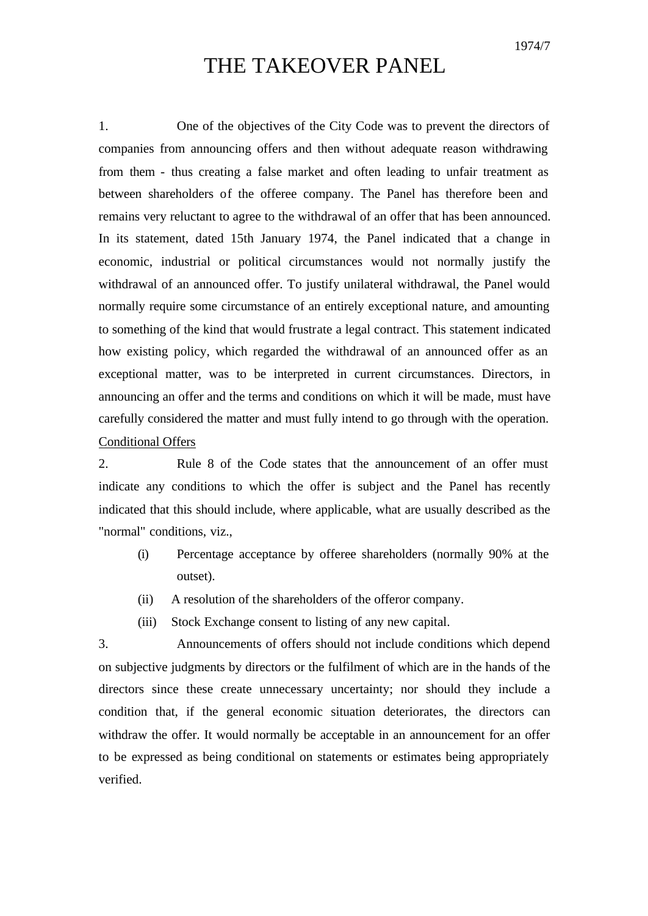1974/7

# THE TAKEOVER PANEL

1. One of the objectives of the City Code was to prevent the directors of companies from announcing offers and then without adequate reason withdrawing from them - thus creating a false market and often leading to unfair treatment as between shareholders of the offeree company. The Panel has therefore been and remains very reluctant to agree to the withdrawal of an offer that has been announced. In its statement, dated 15th January 1974, the Panel indicated that a change in economic, industrial or political circumstances would not normally justify the withdrawal of an announced offer. To justify unilateral withdrawal, the Panel would normally require some circumstance of an entirely exceptional nature, and amounting to something of the kind that would frustrate a legal contract. This statement indicated how existing policy, which regarded the withdrawal of an announced offer as an exceptional matter, was to be interpreted in current circumstances. Directors, in announcing an offer and the terms and conditions on which it will be made, must have carefully considered the matter and must fully intend to go through with the operation.

<u>Conditional Offers</u>

2. Rule 8 of the Code states that the announcement of an offer must indicate any conditions to which the offer is subject and the Panel has recently indicated that this should include, where applicable, what are usually described as the "normal" conditions, viz.,

(i) Percentage acceptance by offeree shareholders (normally 90% at the outset).

(ii) A resolution of the shareholders of the offeror company.

(iii) Stock Exchange consent to listing of any new capital.

3. Announcements of offers should not include conditions which depend on subjective judgments by directors or the fulfilment of which are in the hands of the directors since these create unnecessary uncertainty; nor should they include a condition that, if the general economic situation deteriorates, the directors can withdraw the offer. It would normally be acceptable in an announcement for an offer to be expressed as being conditional on statements or estimates being appropriately verified.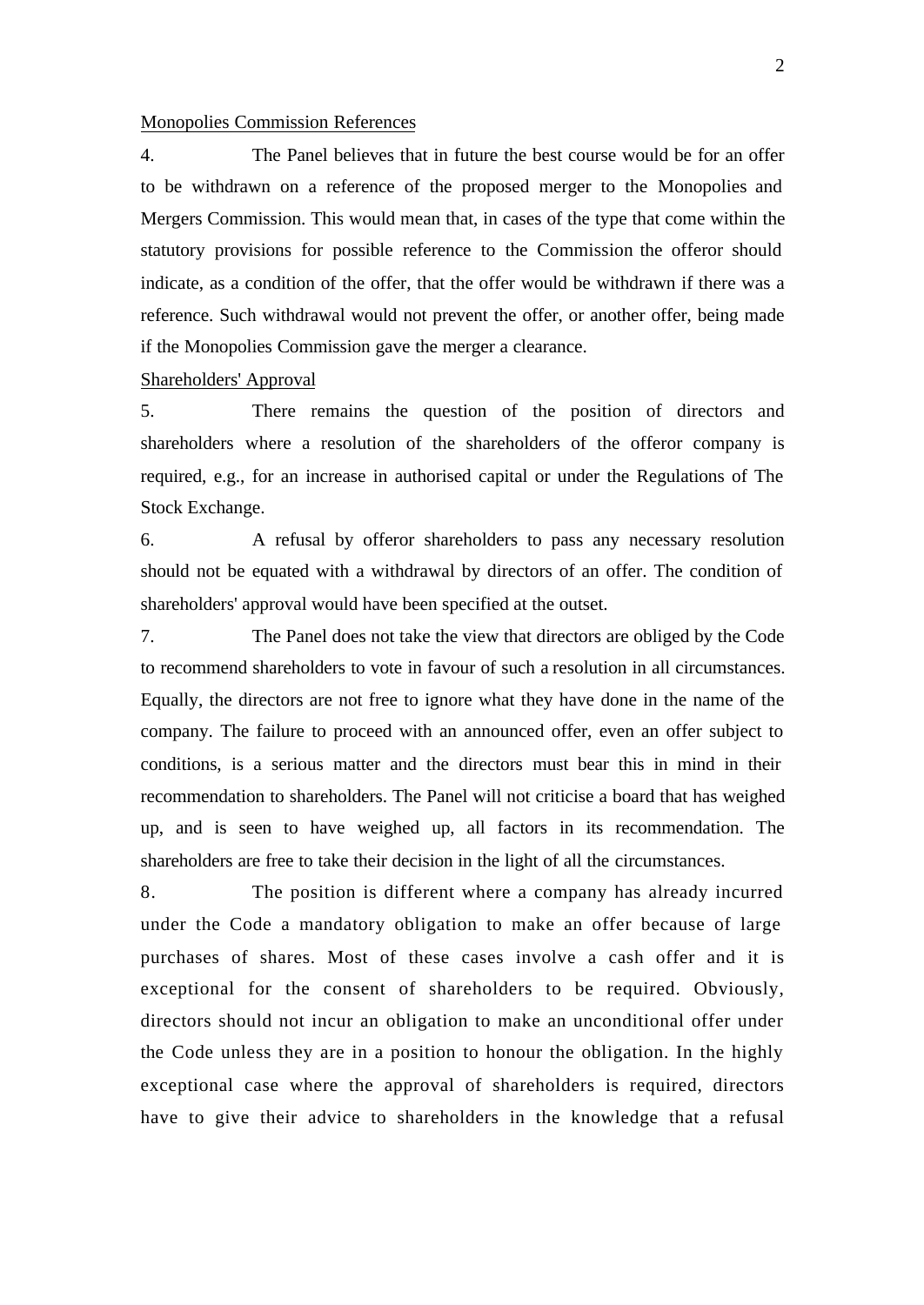Monopolies Commission References

4. The Panel believes that in future the best course would be for an offer to be withdrawn on a reference of the proposed merger to the Monopolies and Mergers Commission. This would mean that, in cases of the type that come within the statutory provisions for possible reference to the Commission the offeror should indicate, as a condition of the offer, that the offer would be withdrawn if there was a reference. Such withdrawal would not prevent the offer, or another offer, being made if the Monopolies Commission gave the merger a clearance.

Shareholders' Approval

5. There remains the question of the position of directors and shareholders where a resolution of the shareholders of the offeror company is required, e.g., for an increase in authorised capital or under the Regulations of The Stock Exchange.

6. A refusal by offeror shareholders to pass any necessary resolution should not be equated with a withdrawal by directors of an offer. The condition of shareholders' approval would have been specified at the outset.

7. The Panel does not take the view that directors are obliged by the Code to recommend shareholders to vote in favour of such a resolution in all circumstances. Equally, the directors are not free to ignore what they have done in the name of the company. The failure to proceed with an announced offer, even an offer subject to conditions, is a serious matter and the directors must bear this in mind in their recommendation to shareholders. The Panel will not criticise a board that has weighed up, and is seen to have weighed up, all factors in its recommendation. The shareholders are free to take their decision in the light of all the circumstances.

8. The position is different where a company has already incurred under the Code a mandatory obligation to make an offer because of large purchases of shares. Most of these cases involve a cash offer and it is exceptional for the consent of shareholders to be required. Obviously, directors should not incur an obligation to make an unconditional offer under the Code unless they are in a position to honour the obligation. In the highly exceptional case where the approval of shareholders is required, directors have to give their advice to shareholders in the knowledge that a refusal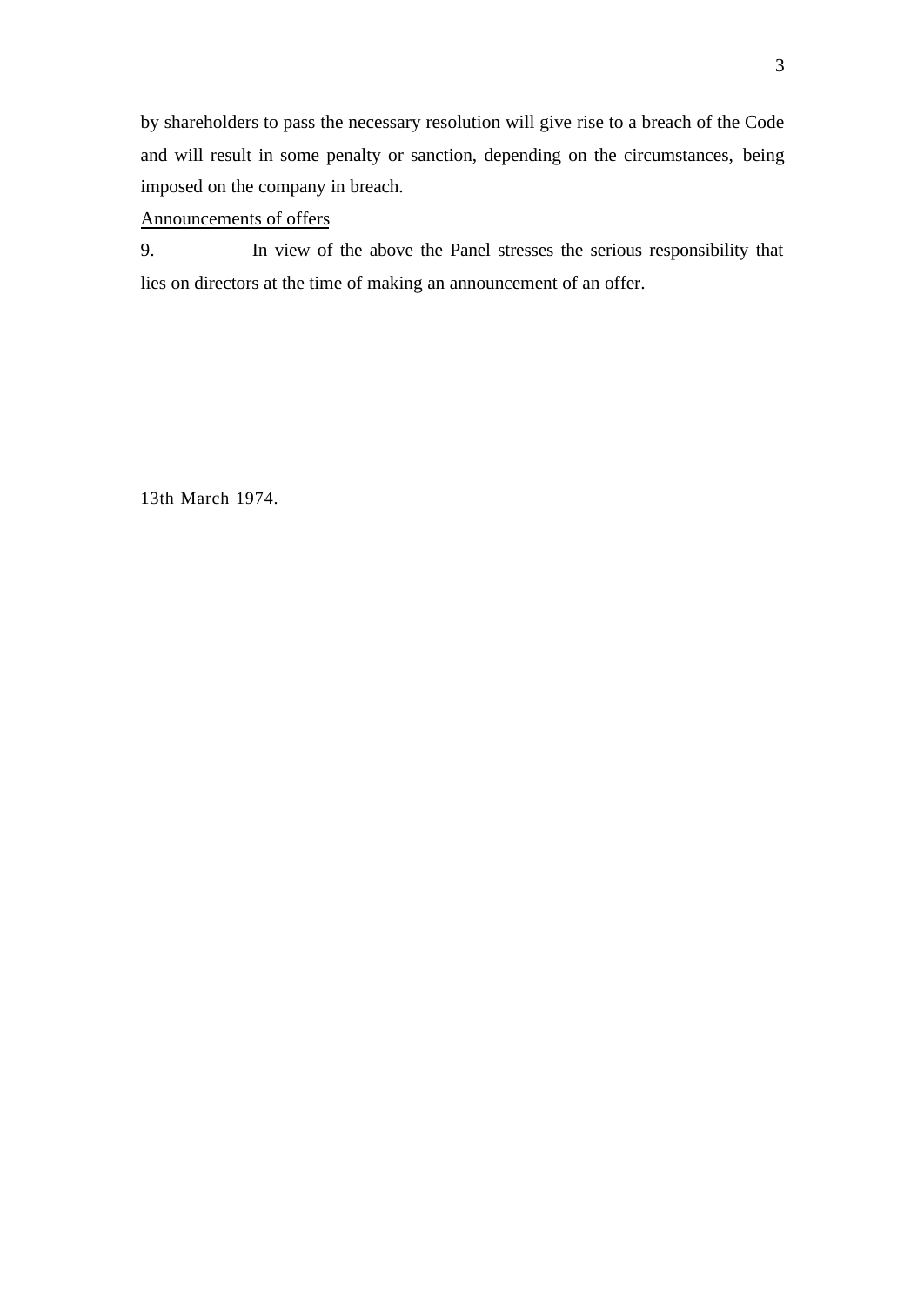by shareholders to pass the necessary resolution will give rise to a breach of the Code and will result in some penalty or sanction, depending on the circumstances, being imposed on the company in breach.

Announcements of offers

9. In view of the above the Panel stresses the serious responsibility that lies on directors at the time of making an announcement of an offer.

13th March 1974.